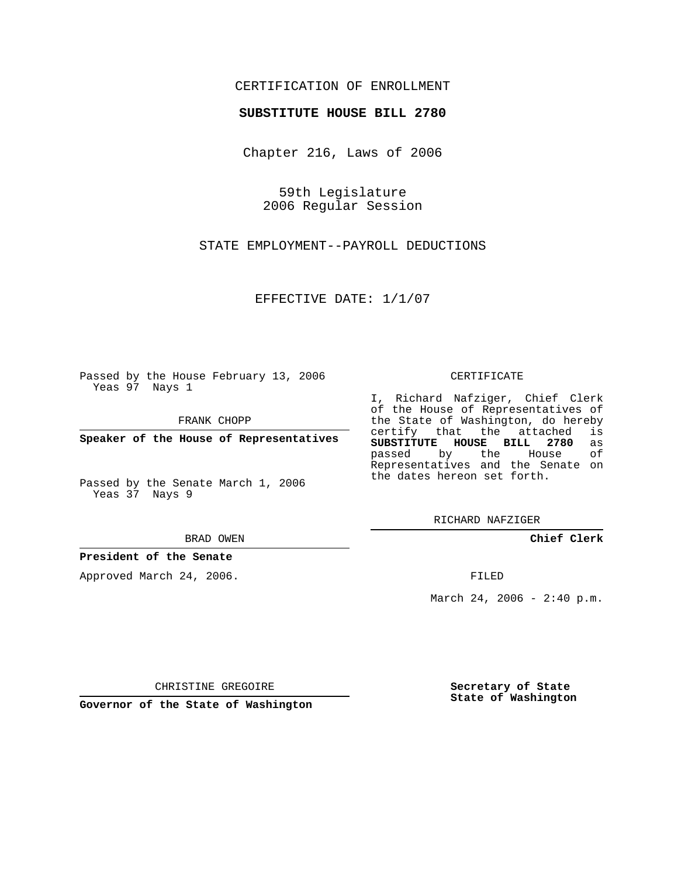CERTIFICATION OF ENROLLMENT

**SUBSTITUTE HOUSE BILL 2780**

Chapter 216, Laws of 2006

59th Legislature
2006 Regular Session

STATE EMPLOYMENT--PAYROLL DEDUCTIONS

EFFECTIVE DATE: 1/1/07

Passed by the House February 13, 2006
Yeas 97 Nays 1

FRANK CHOPP

**Speaker of the House of Representatives**

Passed by the Senate March 1, 2006
Yeas 37 Nays 9

BRAD OWEN

**President of the Senate**

Approved March 24, 2006.

CHRISTINE GREGOIRE

**Governor of the State of Washington**

CERTIFICATE

I, Richard Nafziger, Chief Clerk of the House of Representatives of the State of Washington, do hereby certify that the attached is **SUBSTITUTE HOUSE BILL 2780** as passed by the House of Representatives and the Senate on the dates hereon set forth.

RICHARD NAFZIGER

**Chief Clerk**

FILED

March 24, 2006 - 2:40 p.m.

**Secretary of State**
**State of Washington**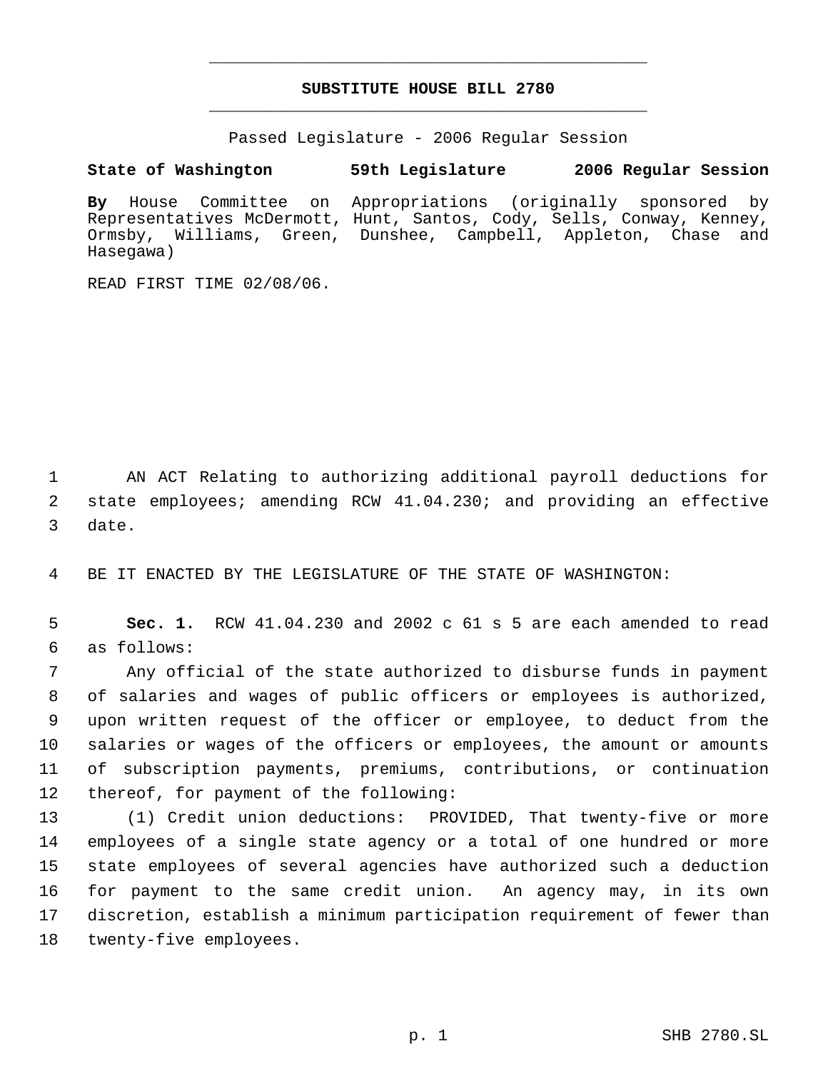# SUBSTITUTE HOUSE BILL 2780

Passed Legislature - 2006 Regular Session

**State of Washington 59th Legislature 2006 Regular Session**

**By** House Committee on Appropriations (originally sponsored by Representatives McDermott, Hunt, Santos, Cody, Sells, Conway, Kenney, Ormsby, Williams, Green, Dunshee, Campbell, Appleton, Chase and Hasegawa)

READ FIRST TIME 02/08/06.

AN ACT Relating to authorizing additional payroll deductions for state employees; amending RCW 41.04.230; and providing an effective date.

BE IT ENACTED BY THE LEGISLATURE OF THE STATE OF WASHINGTON:

**Sec. 1.** RCW 41.04.230 and 2002 c 61 s 5 are each amended to read as follows:

Any official of the state authorized to disburse funds in payment of salaries and wages of public officers or employees is authorized, upon written request of the officer or employee, to deduct from the salaries or wages of the officers or employees, the amount or amounts of subscription payments, premiums, contributions, or continuation thereof, for payment of the following:

(1) Credit union deductions: PROVIDED, That twenty-five or more employees of a single state agency or a total of one hundred or more state employees of several agencies have authorized such a deduction for payment to the same credit union. An agency may, in its own discretion, establish a minimum participation requirement of fewer than twenty-five employees.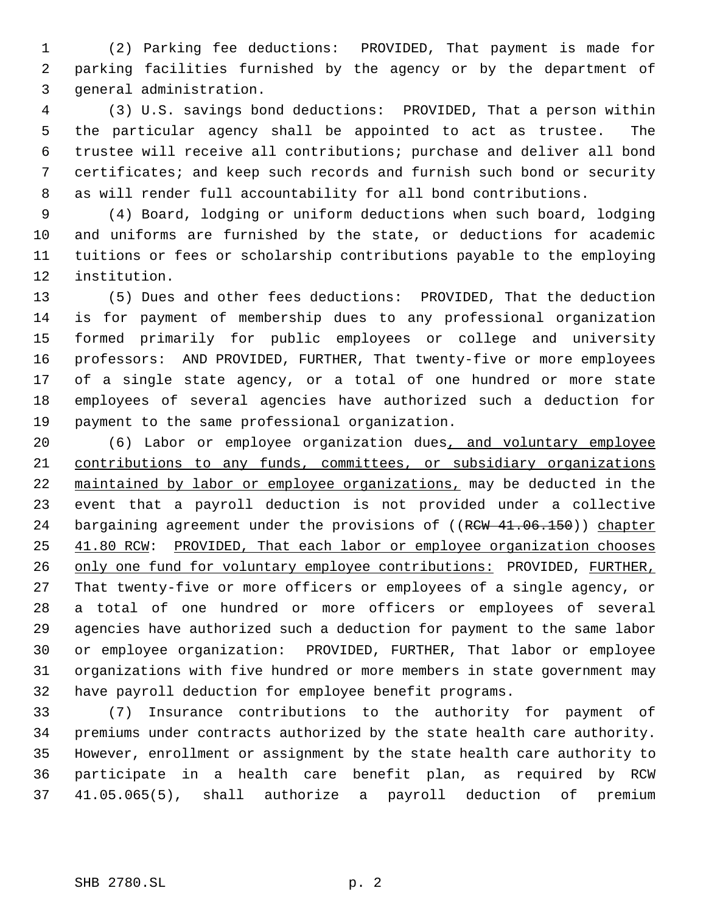(2) Parking fee deductions: PROVIDED, That payment is made for parking facilities furnished by the agency or by the department of general administration.

(3) U.S. savings bond deductions: PROVIDED, That a person within the particular agency shall be appointed to act as trustee. The trustee will receive all contributions; purchase and deliver all bond certificates; and keep such records and furnish such bond or security as will render full accountability for all bond contributions.

(4) Board, lodging or uniform deductions when such board, lodging and uniforms are furnished by the state, or deductions for academic tuitions or fees or scholarship contributions payable to the employing institution.

(5) Dues and other fees deductions: PROVIDED, That the deduction is for payment of membership dues to any professional organization formed primarily for public employees or college and university professors: AND PROVIDED, FURTHER, That twenty-five or more employees of a single state agency, or a total of one hundred or more state employees of several agencies have authorized such a deduction for payment to the same professional organization.

(6) Labor or employee organization dues<u>, and voluntary employee contributions to any funds, committees, or subsidiary organizations maintained by labor or employee organizations,</u> may be deducted in the event that a payroll deduction is not provided under a collective bargaining agreement under the provisions of ((~~RCW 41.06.150~~)) <u>chapter 41.80 RCW</u>: <u>PROVIDED, That each labor or employee organization chooses only one fund for voluntary employee contributions:</u> PROVIDED, <u>FURTHER,</u> That twenty-five or more officers or employees of a single agency, or a total of one hundred or more officers or employees of several agencies have authorized such a deduction for payment to the same labor or employee organization: PROVIDED, FURTHER, That labor or employee organizations with five hundred or more members in state government may have payroll deduction for employee benefit programs.

(7) Insurance contributions to the authority for payment of premiums under contracts authorized by the state health care authority. However, enrollment or assignment by the state health care authority to participate in a health care benefit plan, as required by RCW 41.05.065(5), shall authorize a payroll deduction of premium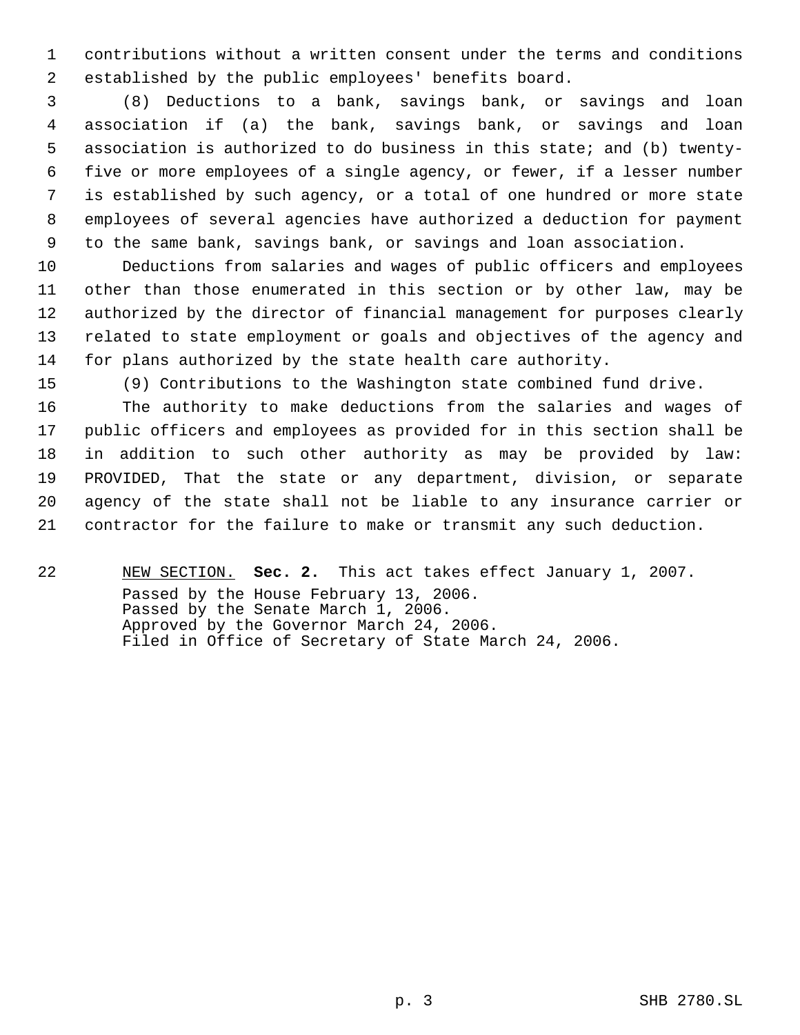contributions without a written consent under the terms and conditions established by the public employees' benefits board.

(8) Deductions to a bank, savings bank, or savings and loan association if (a) the bank, savings bank, or savings and loan association is authorized to do business in this state; and (b) twenty-five or more employees of a single agency, or fewer, if a lesser number is established by such agency, or a total of one hundred or more state employees of several agencies have authorized a deduction for payment to the same bank, savings bank, or savings and loan association.

Deductions from salaries and wages of public officers and employees other than those enumerated in this section or by other law, may be authorized by the director of financial management for purposes clearly related to state employment or goals and objectives of the agency and for plans authorized by the state health care authority.

(9) Contributions to the Washington state combined fund drive.

The authority to make deductions from the salaries and wages of public officers and employees as provided for in this section shall be in addition to such other authority as may be provided by law: PROVIDED, That the state or any department, division, or separate agency of the state shall not be liable to any insurance carrier or contractor for the failure to make or transmit any such deduction.

NEW SECTION. **Sec. 2.** This act takes effect January 1, 2007.

Passed by the House February 13, 2006.
Passed by the Senate March 1, 2006.
Approved by the Governor March 24, 2006.
Filed in Office of Secretary of State March 24, 2006.